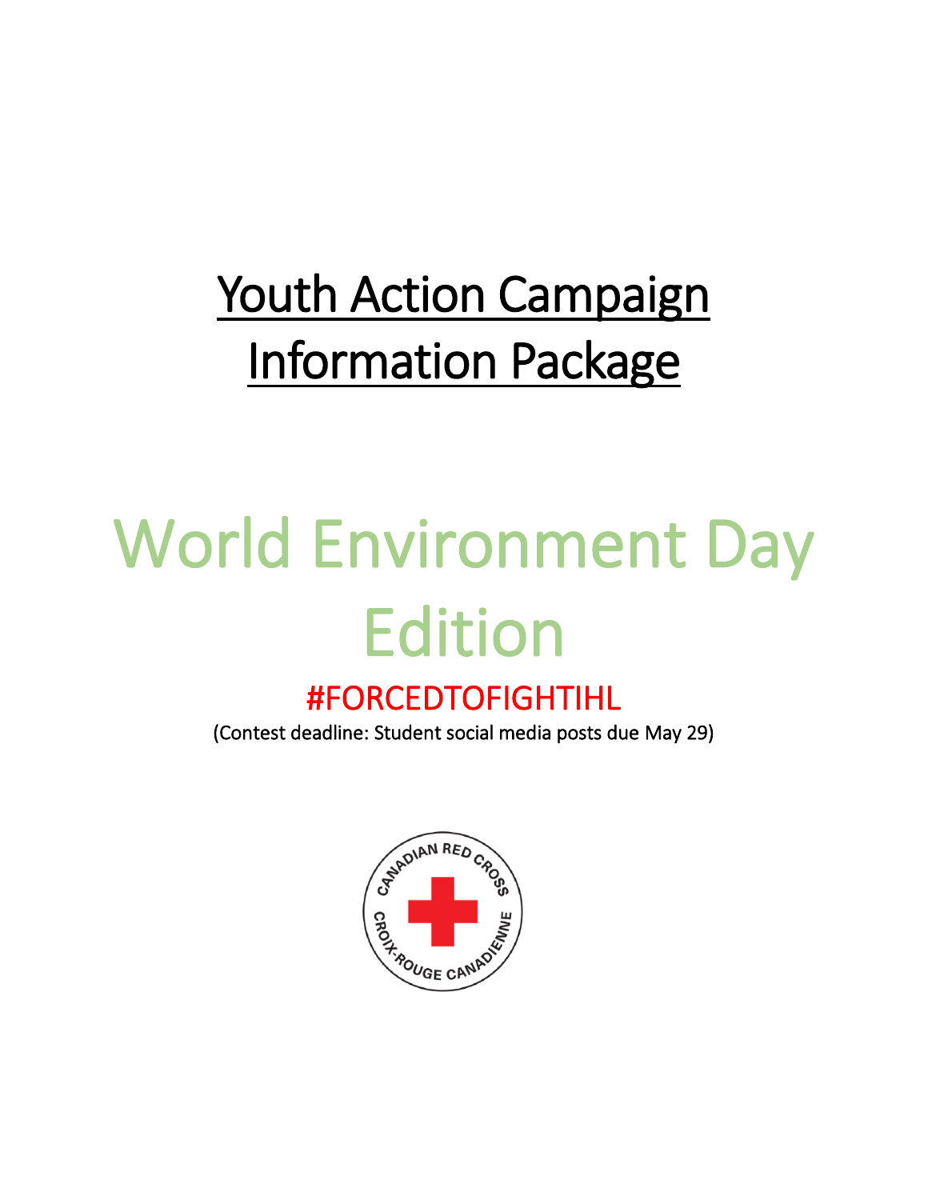# Youth Action Campaign Information Package

# World Environment Day Edition

## #FORCEDTOFIGHTIHL

(Contest deadline: Student social media posts due May 29)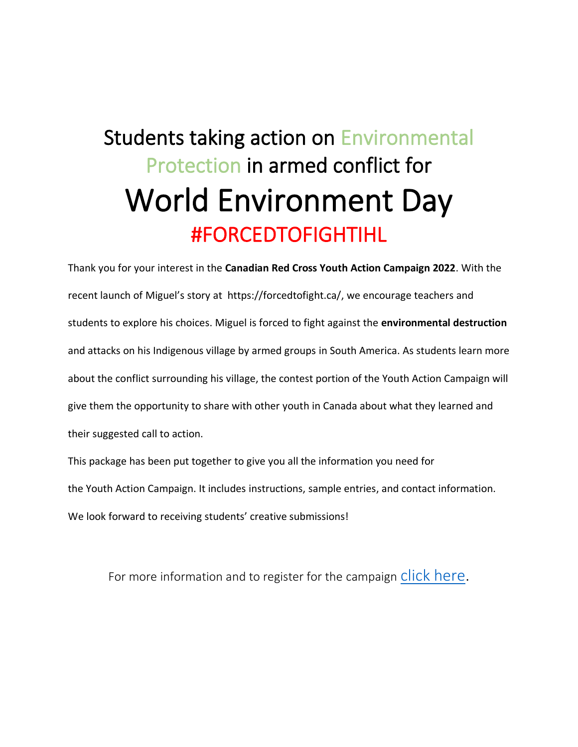# Students taking action on Environmental Protection in armed conflict for

# World Environment Day

## #FORCEDTOFIGHTIHL

Thank you for your interest in the **Canadian Red Cross Youth Action Campaign 2022**. With the recent launch of Miguel's story at https://forcedtofight.ca/, we encourage teachers and students to explore his choices. Miguel is forced to fight against the **environmental destruction** and attacks on his Indigenous village by armed groups in South America. As students learn more about the conflict surrounding his village, the contest portion of the Youth Action Campaign will give them the opportunity to share with other youth in Canada about what they learned and their suggested call to action.

This package has been put together to give you all the information you need for the Youth Action Campaign. It includes instructions, sample entries, and contact information. We look forward to receiving students' creative submissions!

For more information and to register for the campaign click here.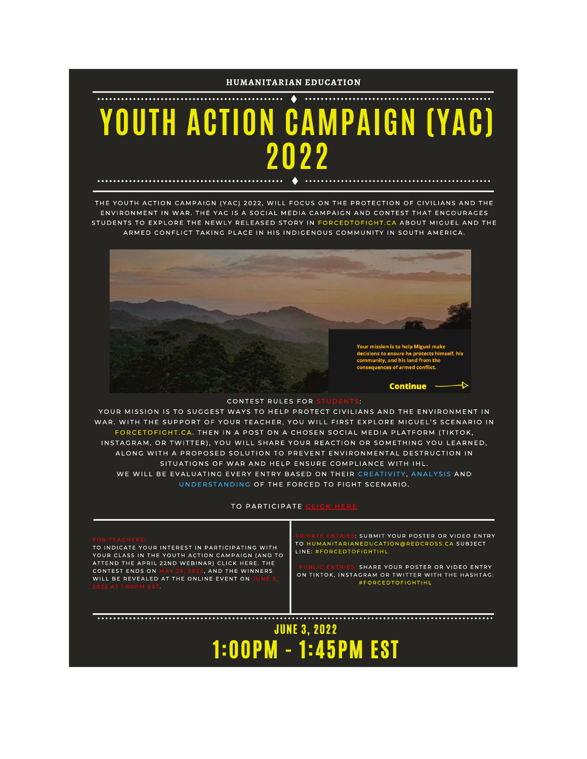HUMANITARIAN EDUCATION

# YOUTH ACTION CAMPAIGN (YAC) 2022

THE YOUTH ACTION CAMPAIGN (YAC) 2022, WILL FOCUS ON THE PROTECTION OF CIVILIANS AND THE ENVIRONMENT IN WAR. THE YAC IS A SOCIAL MEDIA CAMPAIGN AND CONTEST THAT ENCOURAGES STUDENTS TO EXPLORE THE NEWLY RELEASED STORY IN FORCEDTOFIGHT.CA ABOUT MIGUEL AND THE ARMED CONFLICT TAKING PLACE IN HIS INDIGENOUS COMMUNITY IN SOUTH AMERICA.

Your mission is to help Miguel make decisions to ensure he protects himself, his community, and his land from the consequences of armed conflict.

Continue

CONTEST RULES FOR STUDENTS:

YOUR MISSION IS TO SUGGEST WAYS TO HELP PROTECT CIVILIANS AND THE ENVIRONMENT IN WAR. WITH THE SUPPORT OF YOUR TEACHER, YOU WILL FIRST EXPLORE MIGUEL'S SCENARIO IN FORCETOFIGHT.CA. THEN IN A POST ON A CHOSEN SOCIAL MEDIA PLATFORM (TIKTOK, INSTAGRAM, OR TWITTER), YOU WILL SHARE YOUR REACTION OR SOMETHING YOU LEARNED, ALONG WITH A PROPOSED SOLUTION TO PREVENT ENVIRONMENTAL DESTRUCTION IN SITUATIONS OF WAR AND HELP ENSURE COMPLIANCE WITH IHL.

WE WILL BE EVALUATING EVERY ENTRY BASED ON THEIR CREATIVITY, ANALYSIS AND UNDERSTANDING OF THE FORCED TO FIGHT SCENARIO.

TO PARTICIPATE CLICK HERE

FOR TEACHERS:
TO INDICATE YOUR INTEREST IN PARTICIPATING WITH YOUR CLASS IN THE YOUTH ACTION CAMPAIGN (AND TO ATTEND THE APRIL 22ND WEBINAR) CLICK HERE. THE CONTEST ENDS ON MAY 29, 2022, AND THE WINNERS WILL BE REVEALED AT THE ONLINE EVENT ON JUNE 3, 2022 AT 1:00PM EST.

PRIVATE ENTRIES: SUBMIT YOUR POSTER OR VIDEO ENTRY TO HUMANITARIANEDUCATION@REDCROSS.CA SUBJECT LINE: #FORCEDTOFIGHTIHL

PUBLIC ENTRIES: SHARE YOUR POSTER OR VIDEO ENTRY ON TIKTOK, INSTAGRAM OR TWITTER WITH THE HASHTAG: #FORCEDTOFIGHTIHL

## JUNE 3, 2022

# 1:00PM - 1:45PM EST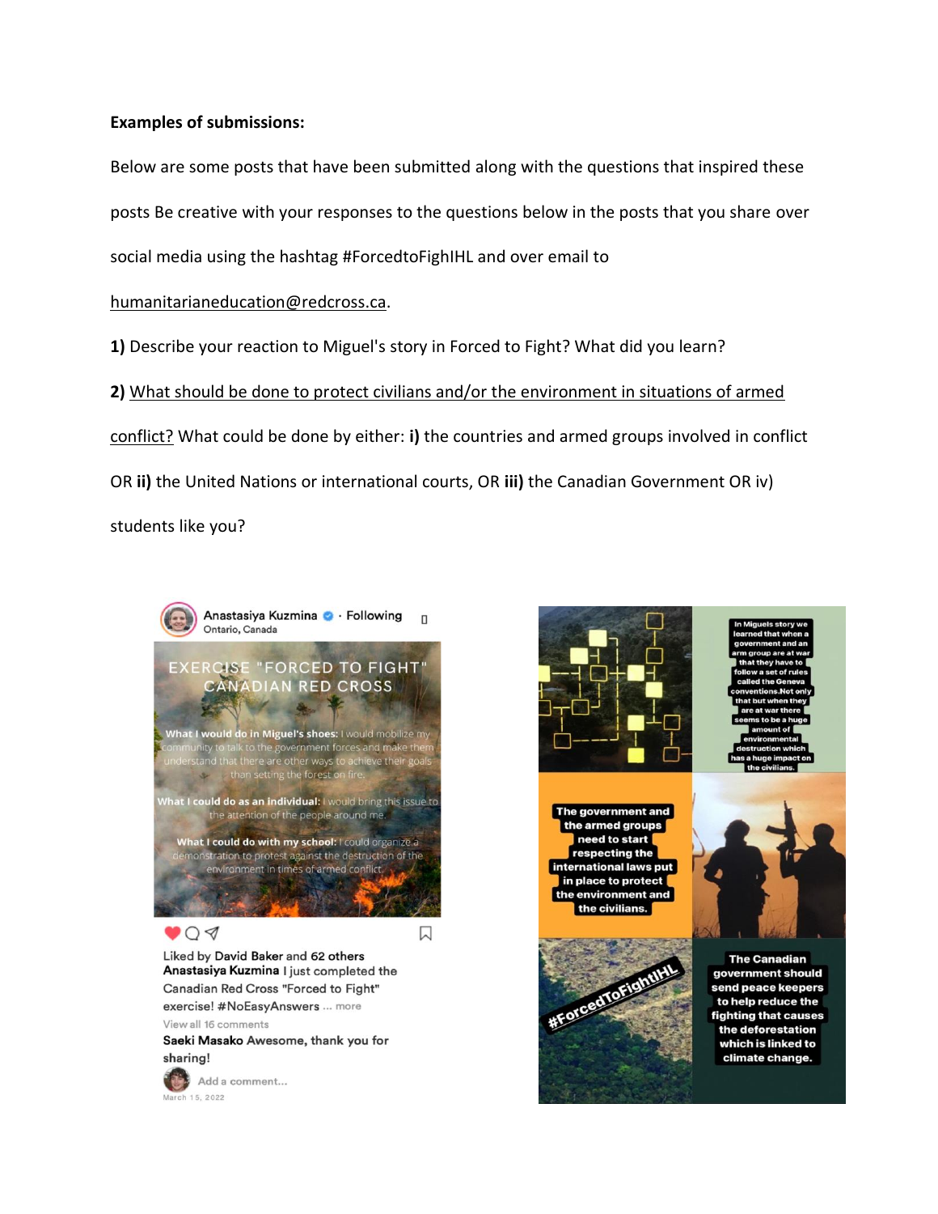**Examples of submissions:**

Below are some posts that have been submitted along with the questions that inspired these posts Be creative with your responses to the questions below in the posts that you share over social media using the hashtag #ForcedtoFighIHL and over email to humanitarianeducation@redcross.ca.

**1)** Describe your reaction to Miguel's story in Forced to Fight? What did you learn?

**2)** What should be done to protect civilians and/or the environment in situations of armed conflict? What could be done by either: **i)** the countries and armed groups involved in conflict OR **ii)** the United Nations or international courts, OR **iii)** the Canadian Government OR iv) students like you?

Anastasiya Kuzmina · Following
Ontario, Canada

EXERCISE "FORCED TO FIGHT" CANADIAN RED CROSS

**What I would do in Miguel's shoes:** I would mobilize my community to talk to the government forces and make them understand that there are other ways to achieve their goals than setting the forest on fire.

**What I could do as an individual:** I would bring this issue to the attention of the people around me.

**What I could do with my school:** I could organize a demonstration to protest against the destruction of the environment in times of armed conflict.

Liked by David Baker and 62 others

**Anastasiya Kuzmina** I just completed the Canadian Red Cross "Forced to Fight" exercise! #NoEasyAnswers ... more

View all 16 comments

**Saeki Masako** Awesome, thank you for sharing!

Add a comment...

March 15, 2022

In Miguels story we learned that when a government and an arm group are at war that they have to follow a set of rules called the Geneva conventions.Not only that but when they are at war there seems to be a huge amount of environmental destruction which has a huge impact on the civilians.

The government and the armed groups need to start respecting the international laws put in place to protect the environment and the civilians.

#ForcedToFightIHL

The Canadian government should send peace keepers to help reduce the fighting that causes the deforestation which is linked to climate change.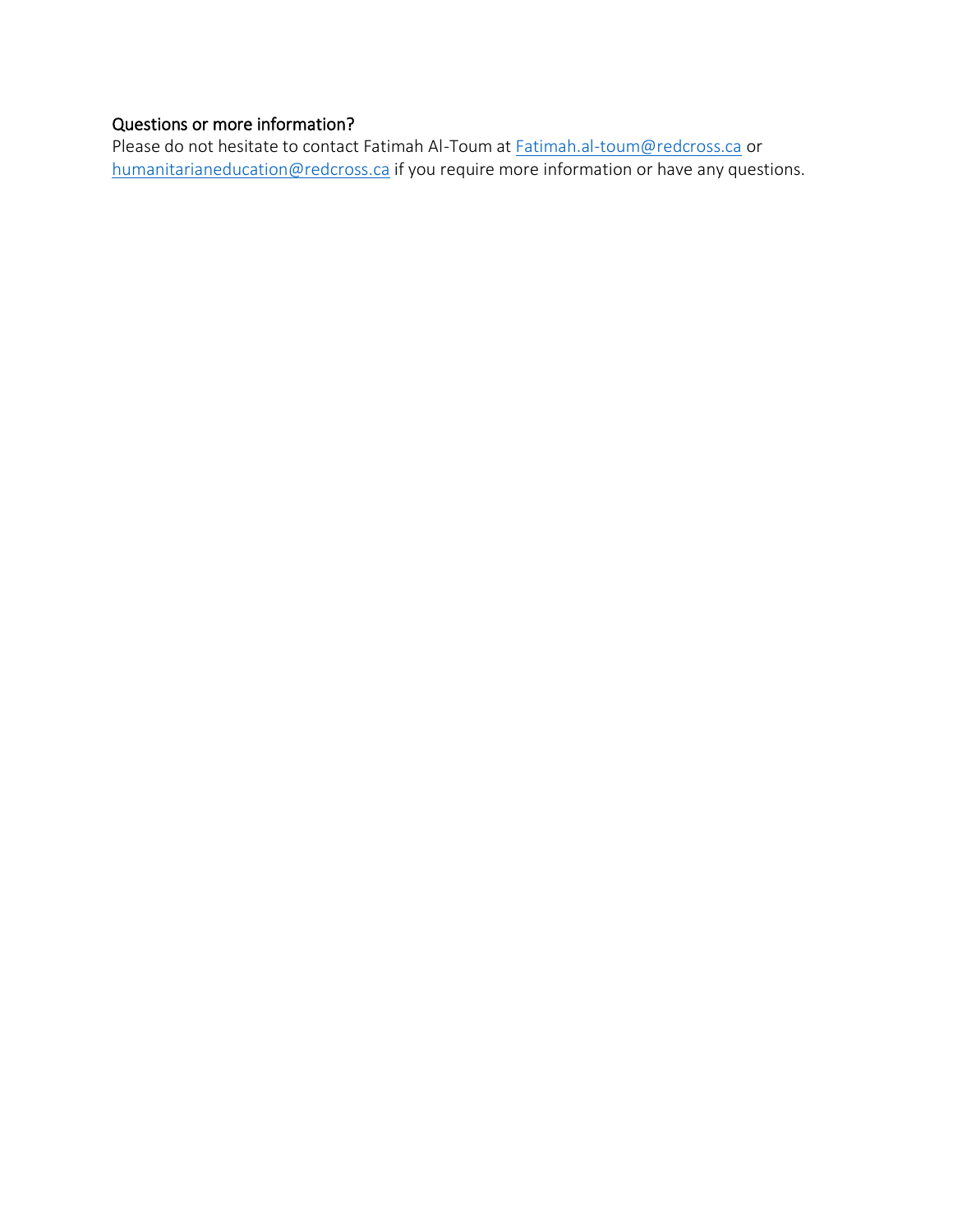### Questions or more information?

Please do not hesitate to contact Fatimah Al-Toum at [Fatimah.al-toum@redcross.ca](mailto:Fatimah.al-toum@redcross.ca) or [humanitarianeducation@redcross.ca](mailto:humanitarianeducation@redcross.ca) if you require more information or have any questions.